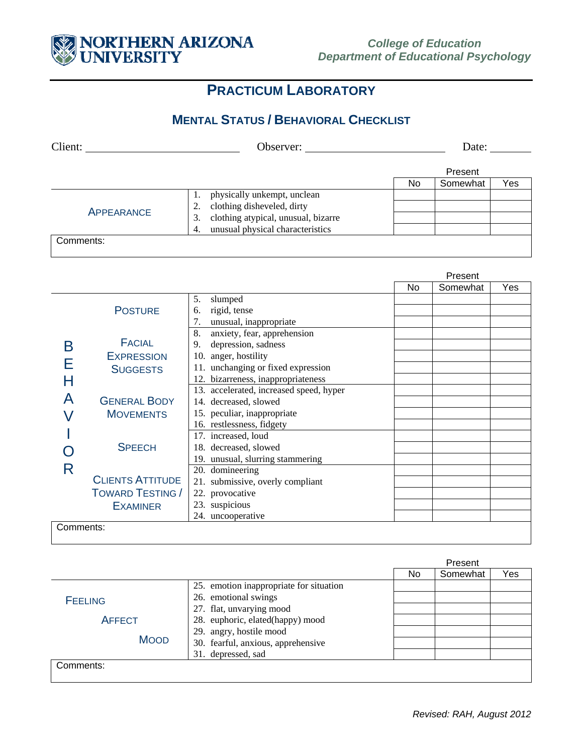NORTHERN ARIZONA UNIVERSITY

*College of Education*
*Department of Educational Psychology*

# PRACTICUM LABORATORY

## MENTAL STATUS / BEHAVIORAL CHECKLIST

Client: ______________________ Observer: ______________________ Date: ________

| | | Present: No | Somewhat | Yes |
|---|---|---|---|---|
| APPEARANCE | 1. physically unkempt, unclean | | | |
| | 2. clothing disheveled, dirty | | | |
| | 3. clothing atypical, unusual, bizarre | | | |
| | 4. unusual physical characteristics | | | |

Comments:

| | | | Present: No | Somewhat | Yes |
|---|---|---|---|---|---|
| BEHAVIOR | POSTURE | 5. slumped | | | |
| | | 6. rigid, tense | | | |
| | | 7. unusual, inappropriate | | | |
| | FACIAL EXPRESSION SUGGESTS | 8. anxiety, fear, apprehension | | | |
| | | 9. depression, sadness | | | |
| | | 10. anger, hostility | | | |
| | | 11. unchanging or fixed expression | | | |
| | | 12. bizarreness, inappropriateness | | | |
| | GENERAL BODY MOVEMENTS | 13. accelerated, increased speed, hyper | | | |
| | | 14. decreased, slowed | | | |
| | | 15. peculiar, inappropriate | | | |
| | | 16. restlessness, fidgety | | | |
| | SPEECH | 17. increased, loud | | | |
| | | 18. decreased, slowed | | | |
| | | 19. unusual, slurring stammering | | | |
| | CLIENTS ATTITUDE TOWARD TESTING / EXAMINER | 20. domineering | | | |
| | | 21. submissive, overly compliant | | | |
| | | 22. provocative | | | |
| | | 23. suspicious | | | |
| | | 24. uncooperative | | | |

Comments:

| | | Present: No | Somewhat | Yes |
|---|---|---|---|---|
| FEELING AFFECT MOOD | 25. emotion inappropriate for situation | | | |
| | 26. emotional swings | | | |
| | 27. flat, unvarying mood | | | |
| | 28. euphoric, elated(happy) mood | | | |
| | 29. angry, hostile mood | | | |
| | 30. fearful, anxious, apprehensive | | | |
| | 31. depressed, sad | | | |

Comments:

*Revised: RAH, August 2012*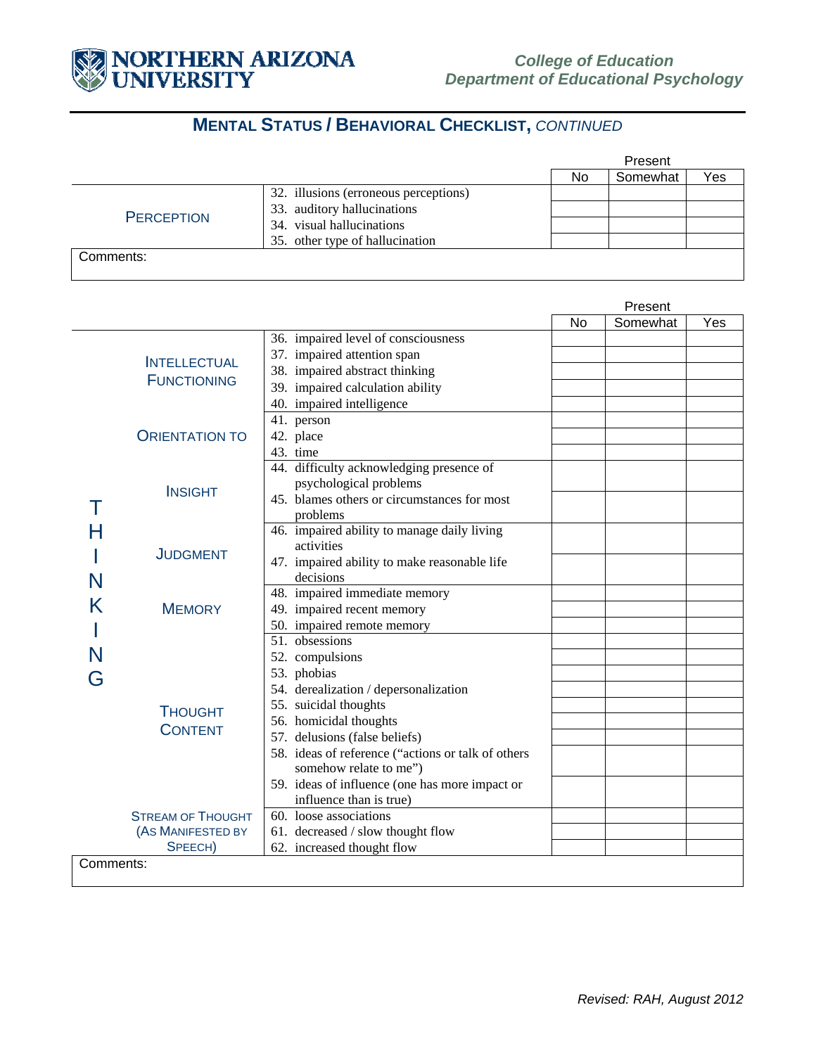# Mental Status / Behavioral Checklist, *continued*

| | | Present | | |
|---|---|---|---|---|
| | | No | Somewhat | Yes |
| Perception | 32. illusions (erroneous perceptions) | | | |
| | 33. auditory hallucinations | | | |
| | 34. visual hallucinations | | | |
| | 35. other type of hallucination | | | |

Comments:

| | | | Present | | |
|---|---|---|---|---|---|
| | | | No | Somewhat | Yes |
| THINKING | Intellectual Functioning | 36. impaired level of consciousness | | | |
| | | 37. impaired attention span | | | |
| | | 38. impaired abstract thinking | | | |
| | | 39. impaired calculation ability | | | |
| | | 40. impaired intelligence | | | |
| | Orientation to | 41. person | | | |
| | | 42. place | | | |
| | | 43. time | | | |
| | Insight | 44. difficulty acknowledging presence of psychological problems | | | |
| | | 45. blames others or circumstances for most problems | | | |
| | Judgment | 46. impaired ability to manage daily living activities | | | |
| | | 47. impaired ability to make reasonable life decisions | | | |
| | Memory | 48. impaired immediate memory | | | |
| | | 49. impaired recent memory | | | |
| | | 50. impaired remote memory | | | |
| | Thought Content | 51. obsessions | | | |
| | | 52. compulsions | | | |
| | | 53. phobias | | | |
| | | 54. derealization / depersonalization | | | |
| | | 55. suicidal thoughts | | | |
| | | 56. homicidal thoughts | | | |
| | | 57. delusions (false beliefs) | | | |
| | | 58. ideas of reference ("actions or talk of others somehow relate to me") | | | |
| | | 59. ideas of influence (one has more impact or influence than is true) | | | |
| | Stream of Thought (As Manifested by Speech) | 60. loose associations | | | |
| | | 61. decreased / slow thought flow | | | |
| | | 62. increased thought flow | | | |

Comments:

*Revised: RAH, August 2012*